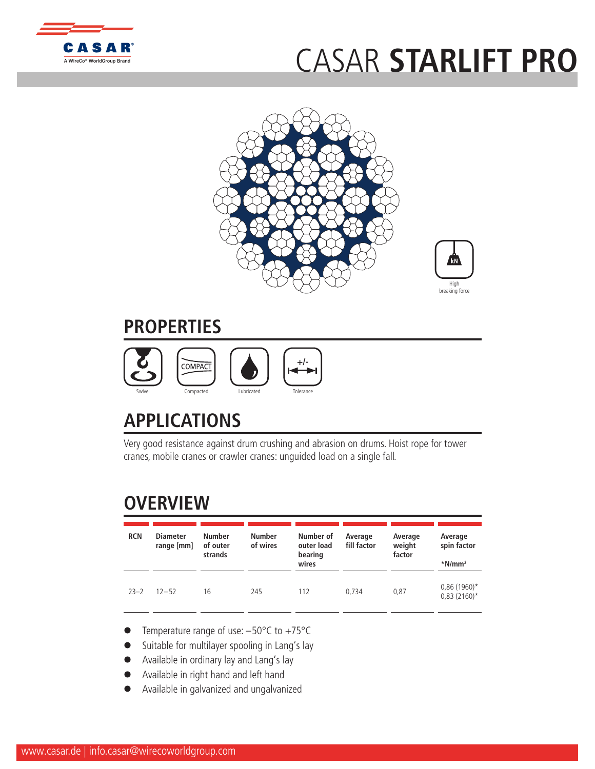CASAR

A WireCo® WorldGroup Brand

# CASAR **STARLIFT PRO**

High breaking force

## PROPERTIES

Swivel · Compacted · Lubricated · Tolerance

## APPLICATIONS

Very good resistance against drum crushing and abrasion on drums. Hoist rope for tower cranes, mobile cranes or crawler cranes: unguided load on a single fall.

## OVERVIEW

| RCN | Diameter range [mm] | Number of outer strands | Number of wires | Number of outer load bearing wires | Average fill factor | Average weight factor | Average spin factor *N/mm² |
|---|---|---|---|---|---|---|---|
| 23–2 | 12–52 | 16 | 245 | 112 | 0,734 | 0,87 | 0,86 (1960)* 0,83 (2160)* |

- Temperature range of use: −50°C to +75°C
- Suitable for multilayer spooling in Lang's lay
- Available in ordinary lay and Lang's lay
- Available in right hand and left hand
- Available in galvanized and ungalvanized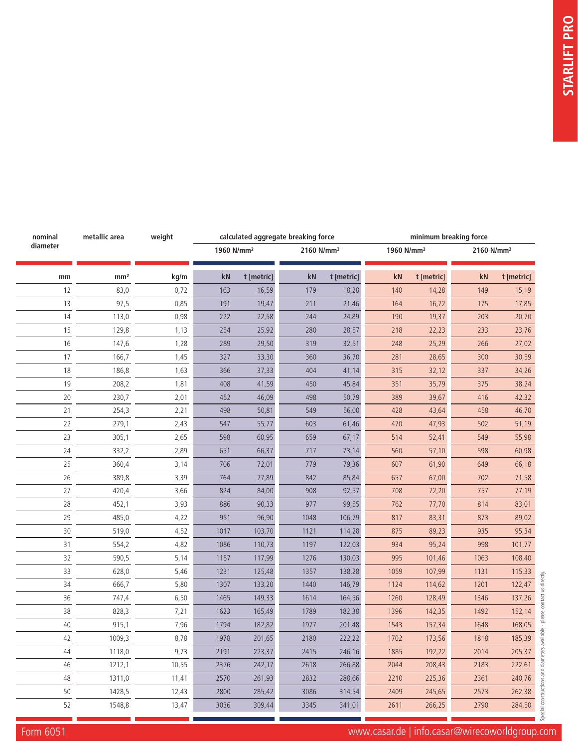# STARLIFT PRO

| nominal diameter | metallic area | weight | calculated aggregate breaking force | | | | minimum breaking force | | | |
|---|---|---|---|---|---|---|---|---|---|---|
| | | | 1960 N/mm² | | 2160 N/mm² | | 1960 N/mm² | | 2160 N/mm² | |
| mm | mm² | kg/m | kN | t [metric] | kN | t [metric] | kN | t [metric] | kN | t [metric] |
| 12 | 83,0 | 0,72 | 163 | 16,59 | 179 | 18,28 | 140 | 14,28 | 149 | 15,19 |
| 13 | 97,5 | 0,85 | 191 | 19,47 | 211 | 21,46 | 164 | 16,72 | 175 | 17,85 |
| 14 | 113,0 | 0,98 | 222 | 22,58 | 244 | 24,89 | 190 | 19,37 | 203 | 20,70 |
| 15 | 129,8 | 1,13 | 254 | 25,92 | 280 | 28,57 | 218 | 22,23 | 233 | 23,76 |
| 16 | 147,6 | 1,28 | 289 | 29,50 | 319 | 32,51 | 248 | 25,29 | 266 | 27,02 |
| 17 | 166,7 | 1,45 | 327 | 33,30 | 360 | 36,70 | 281 | 28,65 | 300 | 30,59 |
| 18 | 186,8 | 1,63 | 366 | 37,33 | 404 | 41,14 | 315 | 32,12 | 337 | 34,26 |
| 19 | 208,2 | 1,81 | 408 | 41,59 | 450 | 45,84 | 351 | 35,79 | 375 | 38,24 |
| 20 | 230,7 | 2,01 | 452 | 46,09 | 498 | 50,79 | 389 | 39,67 | 416 | 42,32 |
| 21 | 254,3 | 2,21 | 498 | 50,81 | 549 | 56,00 | 428 | 43,64 | 458 | 46,70 |
| 22 | 279,1 | 2,43 | 547 | 55,77 | 603 | 61,46 | 470 | 47,93 | 502 | 51,19 |
| 23 | 305,1 | 2,65 | 598 | 60,95 | 659 | 67,17 | 514 | 52,41 | 549 | 55,98 |
| 24 | 332,2 | 2,89 | 651 | 66,37 | 717 | 73,14 | 560 | 57,10 | 598 | 60,98 |
| 25 | 360,4 | 3,14 | 706 | 72,01 | 779 | 79,36 | 607 | 61,90 | 649 | 66,18 |
| 26 | 389,8 | 3,39 | 764 | 77,89 | 842 | 85,84 | 657 | 67,00 | 702 | 71,58 |
| 27 | 420,4 | 3,66 | 824 | 84,00 | 908 | 92,57 | 708 | 72,20 | 757 | 77,19 |
| 28 | 452,1 | 3,93 | 886 | 90,33 | 977 | 99,55 | 762 | 77,70 | 814 | 83,01 |
| 29 | 485,0 | 4,22 | 951 | 96,90 | 1048 | 106,79 | 817 | 83,31 | 873 | 89,02 |
| 30 | 519,0 | 4,52 | 1017 | 103,70 | 1121 | 114,28 | 875 | 89,23 | 935 | 95,34 |
| 31 | 554,2 | 4,82 | 1086 | 110,73 | 1197 | 122,03 | 934 | 95,24 | 998 | 101,77 |
| 32 | 590,5 | 5,14 | 1157 | 117,99 | 1276 | 130,03 | 995 | 101,46 | 1063 | 108,40 |
| 33 | 628,0 | 5,46 | 1231 | 125,48 | 1357 | 138,28 | 1059 | 107,99 | 1131 | 115,33 |
| 34 | 666,7 | 5,80 | 1307 | 133,20 | 1440 | 146,79 | 1124 | 114,62 | 1201 | 122,47 |
| 36 | 747,4 | 6,50 | 1465 | 149,33 | 1614 | 164,56 | 1260 | 128,49 | 1346 | 137,26 |
| 38 | 828,3 | 7,21 | 1623 | 165,49 | 1789 | 182,38 | 1396 | 142,35 | 1492 | 152,14 |
| 40 | 915,1 | 7,96 | 1794 | 182,82 | 1977 | 201,48 | 1543 | 157,34 | 1648 | 168,05 |
| 42 | 1009,3 | 8,78 | 1978 | 201,65 | 2180 | 222,22 | 1702 | 173,56 | 1818 | 185,39 |
| 44 | 1118,0 | 9,73 | 2191 | 223,37 | 2415 | 246,16 | 1885 | 192,22 | 2014 | 205,37 |
| 46 | 1212,1 | 10,55 | 2376 | 242,17 | 2618 | 266,88 | 2044 | 208,43 | 2183 | 222,61 |
| 48 | 1311,0 | 11,41 | 2570 | 261,93 | 2832 | 288,66 | 2210 | 225,36 | 2361 | 240,76 |
| 50 | 1428,5 | 12,43 | 2800 | 285,42 | 3086 | 314,54 | 2409 | 245,65 | 2573 | 262,38 |
| 52 | 1548,8 | 13,47 | 3036 | 309,44 | 3345 | 341,01 | 2611 | 266,25 | 2790 | 284,50 |

Special constructions and diameters available - please contact us directly.

Form 6051

www.casar.de | info.casar@wirecoworldgroup.com